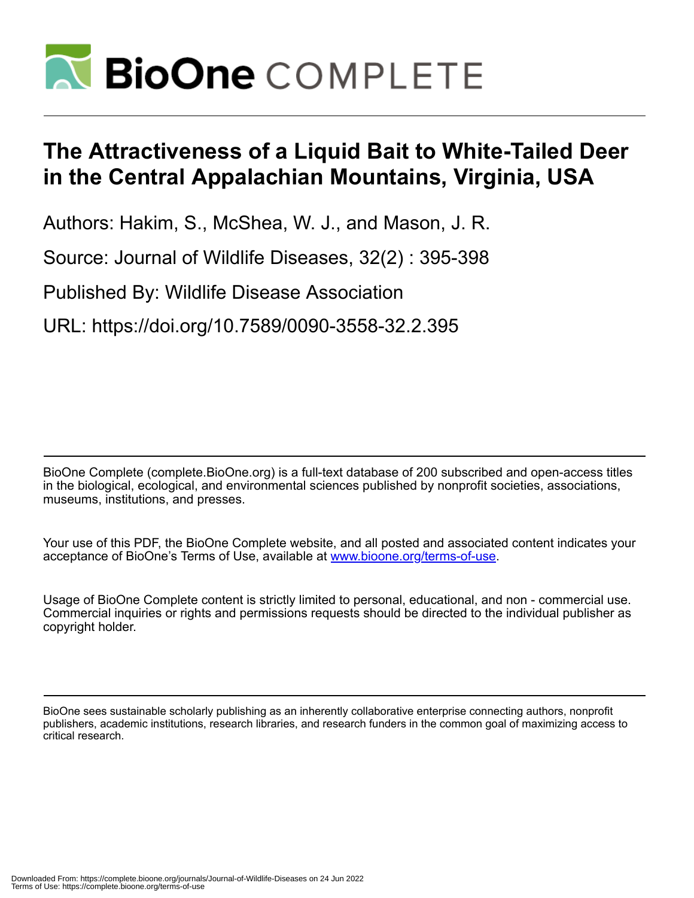# The Attractiveness of a Liquid Bait to White-Tailed Deer in the Central Appalachian Mountains, Virginia, USA

Authors: Hakim, S., McShea, W. J., and Mason, J. R.

Source: Journal of Wildlife Diseases, 32(2) : 395-398

Published By: Wildlife Disease Association

URL: https://doi.org/10.7589/0090-3558-32.2.395

BioOne Complete (complete.BioOne.org) is a full-text database of 200 subscribed and open-access titles in the biological, ecological, and environmental sciences published by nonprofit societies, associations, museums, institutions, and presses.

Your use of this PDF, the BioOne Complete website, and all posted and associated content indicates your acceptance of BioOne's Terms of Use, available at www.bioone.org/terms-of-use.

Usage of BioOne Complete content is strictly limited to personal, educational, and non - commercial use. Commercial inquiries or rights and permissions requests should be directed to the individual publisher as copyright holder.

BioOne sees sustainable scholarly publishing as an inherently collaborative enterprise connecting authors, nonprofit publishers, academic institutions, research libraries, and research funders in the common goal of maximizing access to critical research.

Downloaded From: https://complete.bioone.org/journals/Journal-of-Wildlife-Diseases on 24 Jun 2022
Terms of Use: https://complete.bioone.org/terms-of-use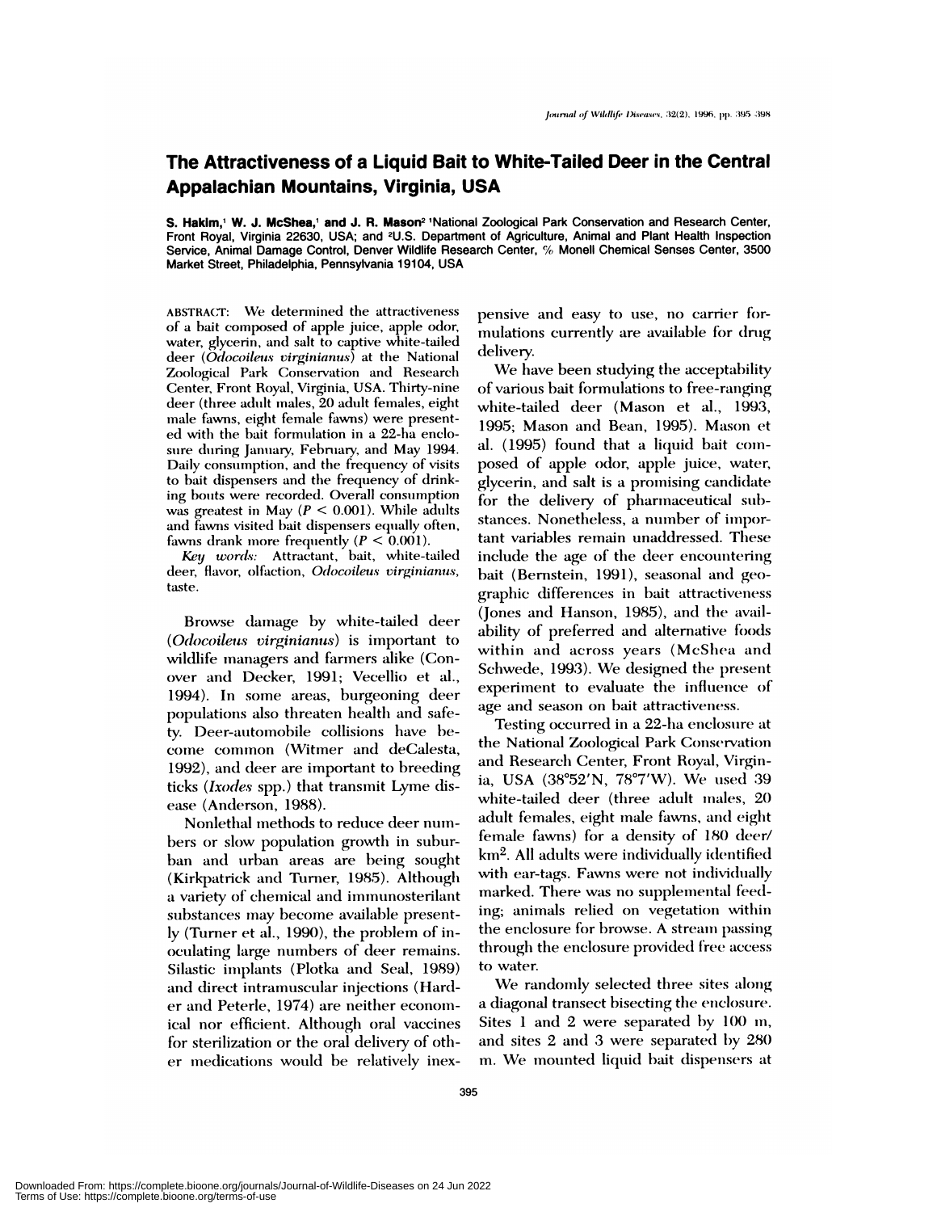# The Attractiveness of a Liquid Bait to White-Tailed Deer in the Central Appalachian Mountains, Virginia, USA

**S. Hakim,[1] W. J. McShea,[1] and J. R. Mason[2]** [1]National Zoological Park Conservation and Research Center, Front Royal, Virginia 22630, USA; and [2]U.S. Department of Agriculture, Animal and Plant Health Inspection Service, Animal Damage Control, Denver Wildlife Research Center, % Monell Chemical Senses Center, 3500 Market Street, Philadelphia, Pennsylvania 19104, USA

ABSTRACT: We determined the attractiveness of a bait composed of apple juice, apple odor, water, glycerin, and salt to captive white-tailed deer (*Odocoileus virginianus*) at the National Zoological Park Conservation and Research Center, Front Royal, Virginia, USA. Thirty-nine deer (three adult males, 20 adult females, eight male fawns, eight female fawns) were presented with the bait formulation in a 22-ha enclosure during January, February, and May 1994. Daily consumption, and the frequency of visits to bait dispensers and the frequency of drinking bouts were recorded. Overall consumption was greatest in May ($P < 0.001$). While adults and fawns visited bait dispensers equally often, fawns drank more frequently ($P < 0.001$).

*Key words:* Attractant, bait, white-tailed deer, flavor, olfaction, *Odocoileus virginianus*, taste.

Browse damage by white-tailed deer (*Odocoileus virginianus*) is important to wildlife managers and farmers alike (Conover and Decker, 1991; Vecellio et al., 1994). In some areas, burgeoning deer populations also threaten health and safety. Deer-automobile collisions have become common (Witmer and deCalesta, 1992), and deer are important to breeding ticks (*Ixodes* spp.) that transmit Lyme disease (Anderson, 1988).

Nonlethal methods to reduce deer numbers or slow population growth in suburban and urban areas are being sought (Kirkpatrick and Turner, 1985). Although a variety of chemical and immunosterilant substances may become available presently (Turner et al., 1990), the problem of inoculating large numbers of deer remains. Silastic implants (Plotka and Seal, 1989) and direct intramuscular injections (Harder and Peterle, 1974) are neither economical nor efficient. Although oral vaccines for sterilization or the oral delivery of other medications would be relatively inexpensive and easy to use, no carrier formulations currently are available for drug delivery.

We have been studying the acceptability of various bait formulations to free-ranging white-tailed deer (Mason et al., 1993, 1995; Mason and Bean, 1995). Mason et al. (1995) found that a liquid bait composed of apple odor, apple juice, water, glycerin, and salt is a promising candidate for the delivery of pharmaceutical substances. Nonetheless, a number of important variables remain unaddressed. These include the age of the deer encountering bait (Bernstein, 1991), seasonal and geographic differences in bait attractiveness (Jones and Hanson, 1985), and the availability of preferred and alternative foods within and across years (McShea and Schwede, 1993). We designed the present experiment to evaluate the influence of age and season on bait attractiveness.

Testing occurred in a 22-ha enclosure at the National Zoological Park Conservation and Research Center, Front Royal, Virginia, USA (38°52′N, 78°7′W). We used 39 white-tailed deer (three adult males, 20 adult females, eight male fawns, and eight female fawns) for a density of 180 deer/km$^2$. All adults were individually identified with ear-tags. Fawns were not individually marked. There was no supplemental feeding; animals relied on vegetation within the enclosure for browse. A stream passing through the enclosure provided free access to water.

We randomly selected three sites along a diagonal transect bisecting the enclosure. Sites 1 and 2 were separated by 100 m, and sites 2 and 3 were separated by 280 m. We mounted liquid bait dispensers at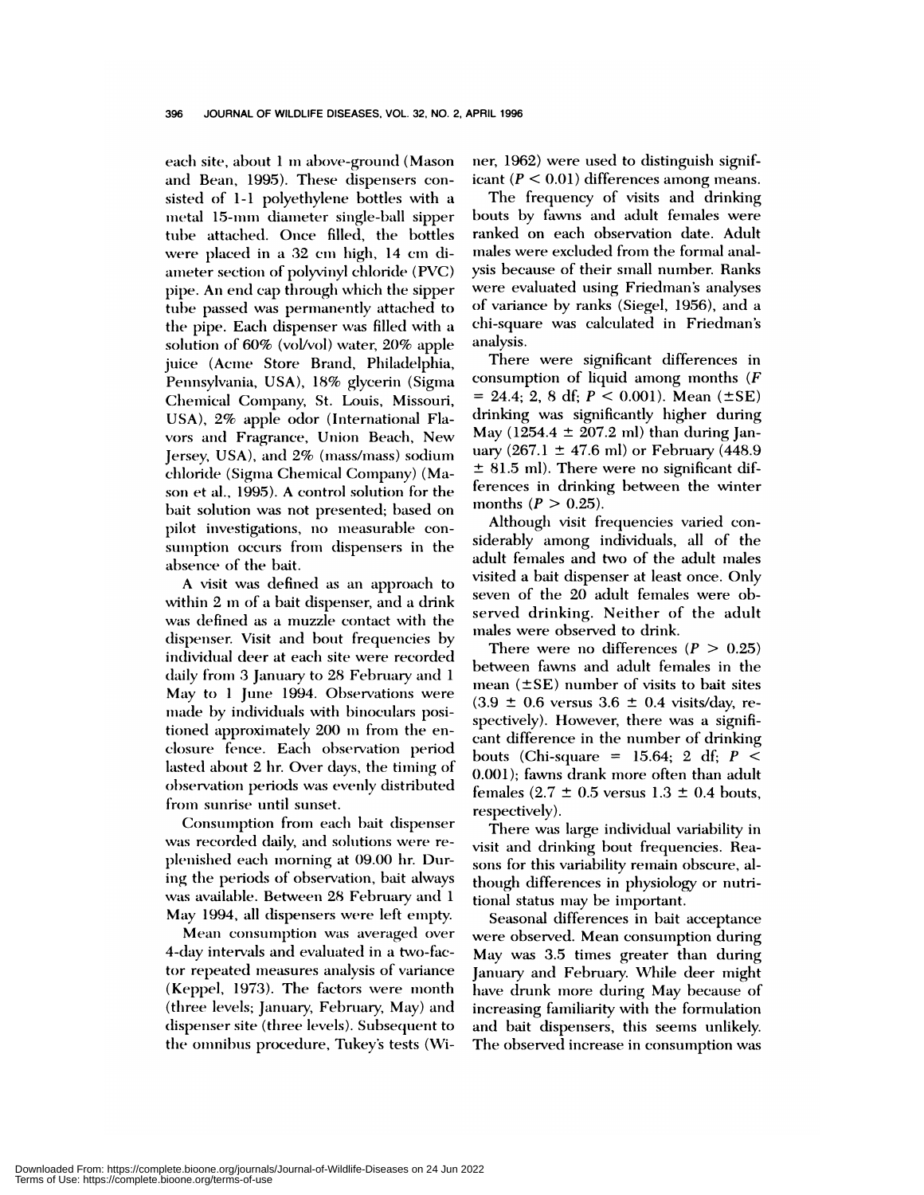each site, about 1 m above-ground (Mason and Bean, 1995). These dispensers consisted of 1-l polyethylene bottles with a metal 15-mm diameter single-ball sipper tube attached. Once filled, the bottles were placed in a 32 cm high, 14 cm diameter section of polyvinyl chloride (PVC) pipe. An end cap through which the sipper tube passed was permanently attached to the pipe. Each dispenser was filled with a solution of 60% (vol/vol) water, 20% apple juice (Acme Store Brand, Philadelphia, Pennsylvania, USA), 18% glycerin (Sigma Chemical Company, St. Louis, Missouri, USA), 2% apple odor (International Flavors and Fragrance, Union Beach, New Jersey, USA), and 2% (mass/mass) sodium chloride (Sigma Chemical Company) (Mason et al., 1995). A control solution for the bait solution was not presented; based on pilot investigations, no measurable consumption occurs from dispensers in the absence of the bait.

A visit was defined as an approach to within 2 m of a bait dispenser, and a drink was defined as a muzzle contact with the dispenser. Visit and bout frequencies by individual deer at each site were recorded daily from 3 January to 28 February and 1 May to 1 June 1994. Observations were made by individuals with binoculars positioned approximately 200 m from the enclosure fence. Each observation period lasted about 2 hr. Over days, the timing of observation periods was evenly distributed from sunrise until sunset.

Consumption from each bait dispenser was recorded daily, and solutions were replenished each morning at 09.00 hr. During the periods of observation, bait always was available. Between 28 February and 1 May 1994, all dispensers were left empty.

Mean consumption was averaged over 4-day intervals and evaluated in a two-factor repeated measures analysis of variance (Keppel, 1973). The factors were month (three levels; January, February, May) and dispenser site (three levels). Subsequent to the omnibus procedure, Tukey's tests (Winer, 1962) were used to distinguish significant ($P < 0.01$) differences among means.

The frequency of visits and drinking bouts by fawns and adult females were ranked on each observation date. Adult males were excluded from the formal analysis because of their small number. Ranks were evaluated using Friedman's analyses of variance by ranks (Siegel, 1956), and a chi-square was calculated in Friedman's analysis.

There were significant differences in consumption of liquid among months ($F = 24.4$; 2, 8 df; $P < 0.001$). Mean ($\pm$SE) drinking was significantly higher during May (1254.4 $\pm$ 207.2 ml) than during January (267.1 $\pm$ 47.6 ml) or February (448.9 $\pm$ 81.5 ml). There were no significant differences in drinking between the winter months ($P > 0.25$).

Although visit frequencies varied considerably among individuals, all of the adult females and two of the adult males visited a bait dispenser at least once. Only seven of the 20 adult females were observed drinking. Neither of the adult males were observed to drink.

There were no differences ($P > 0.25$) between fawns and adult females in the mean ($\pm$SE) number of visits to bait sites (3.9 $\pm$ 0.6 versus 3.6 $\pm$ 0.4 visits/day, respectively). However, there was a significant difference in the number of drinking bouts (Chi-square = 15.64; 2 df; $P < 0.001$); fawns drank more often than adult females (2.7 $\pm$ 0.5 versus 1.3 $\pm$ 0.4 bouts, respectively).

There was large individual variability in visit and drinking bout frequencies. Reasons for this variability remain obscure, although differences in physiology or nutritional status may be important.

Seasonal differences in bait acceptance were observed. Mean consumption during May was 3.5 times greater than during January and February. While deer might have drunk more during May because of increasing familiarity with the formulation and bait dispensers, this seems unlikely. The observed increase in consumption was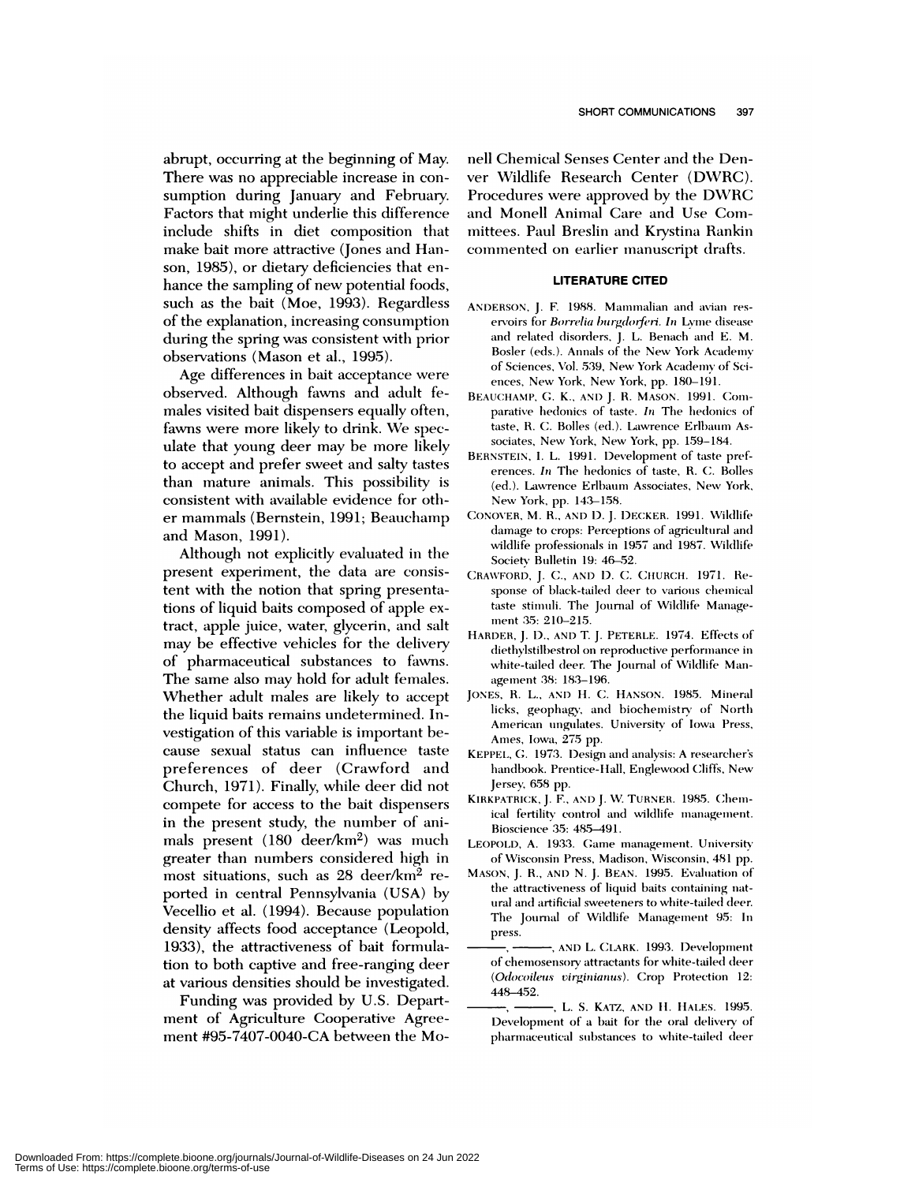abrupt, occurring at the beginning of May. There was no appreciable increase in consumption during January and February. Factors that might underlie this difference include shifts in diet composition that make bait more attractive (Jones and Hanson, 1985), or dietary deficiencies that enhance the sampling of new potential foods, such as the bait (Moe, 1993). Regardless of the explanation, increasing consumption during the spring was consistent with prior observations (Mason et al., 1995).

Age differences in bait acceptance were observed. Although fawns and adult females visited bait dispensers equally often, fawns were more likely to drink. We speculate that young deer may be more likely to accept and prefer sweet and salty tastes than mature animals. This possibility is consistent with available evidence for other mammals (Bernstein, 1991; Beauchamp and Mason, 1991).

Although not explicitly evaluated in the present experiment, the data are consistent with the notion that spring presentations of liquid baits composed of apple extract, apple juice, water, glycerin, and salt may be effective vehicles for the delivery of pharmaceutical substances to fawns. The same also may hold for adult females. Whether adult males are likely to accept the liquid baits remains undetermined. Investigation of this variable is important because sexual status can influence taste preferences of deer (Crawford and Church, 1971). Finally, while deer did not compete for access to the bait dispensers in the present study, the number of animals present (180 deer/km$^2$) was much greater than numbers considered high in most situations, such as 28 deer/km$^2$ reported in central Pennsylvania (USA) by Vecellio et al. (1994). Because population density affects food acceptance (Leopold, 1933), the attractiveness of bait formulation to both captive and free-ranging deer at various densities should be investigated.

Funding was provided by U.S. Department of Agriculture Cooperative Agreement #95-7407-0040-CA between the Monell Chemical Senses Center and the Denver Wildlife Research Center (DWRC). Procedures were approved by the DWRC and Monell Animal Care and Use Committees. Paul Breslin and Krystina Rankin commented on earlier manuscript drafts.

## LITERATURE CITED

ANDERSON, J. F. 1988. Mammalian and avian reservoirs for *Borrelia burgdorferi*. *In* Lyme disease and related disorders, J. L. Benach and E. M. Bosler (eds.). Annals of the New York Academy of Sciences, Vol. 539, New York Academy of Sciences, New York, New York, pp. 180–191.

BEAUCHAMP, G. K., AND J. R. MASON. 1991. Comparative hedonics of taste. *In* The hedonics of taste, R. C. Bolles (ed.). Lawrence Erlbaum Associates, New York, New York, pp. 159–184.

BERNSTEIN, I. L. 1991. Development of taste preferences. *In* The hedonics of taste, R. C. Bolles (ed.). Lawrence Erlbaum Associates, New York, New York, pp. 143–158.

CONOVER, M. R., AND D. J. DECKER. 1991. Wildlife damage to crops: Perceptions of agricultural and wildlife professionals in 1957 and 1987. Wildlife Society Bulletin 19: 46–52.

CRAWFORD, J. C., AND D. C. CHURCH. 1971. Response of black-tailed deer to various chemical taste stimuli. The Journal of Wildlife Management 35: 210–215.

HARDER, J. D., AND T. J. PETERLE. 1974. Effects of diethylstilbestrol on reproductive performance in white-tailed deer. The Journal of Wildlife Management 38: 183–196.

JONES, R. L., AND H. C. HANSON. 1985. Mineral licks, geophagy, and biochemistry of North American ungulates. University of Iowa Press, Ames, Iowa, 275 pp.

KEPPEL, G. 1973. Design and analysis: A researcher's handbook. Prentice-Hall, Englewood Cliffs, New Jersey, 658 pp.

KIRKPATRICK, J. F., AND J. W. TURNER. 1985. Chemical fertility control and wildlife management. Bioscience 35: 485–491.

LEOPOLD, A. 1933. Game management. University of Wisconsin Press, Madison, Wisconsin, 481 pp.

MASON, J. R., AND N. J. BEAN. 1995. Evaluation of the attractiveness of liquid baits containing natural and artificial sweeteners to white-tailed deer. The Journal of Wildlife Management 95: In press.

———, ———, AND L. CLARK. 1993. Development of chemosensory attractants for white-tailed deer (*Odocoileus virginianus*). Crop Protection 12: 448–452.

———, ———, L. S. KATZ, AND H. HALES. 1995. Development of a bait for the oral delivery of pharmaceutical substances to white-tailed deer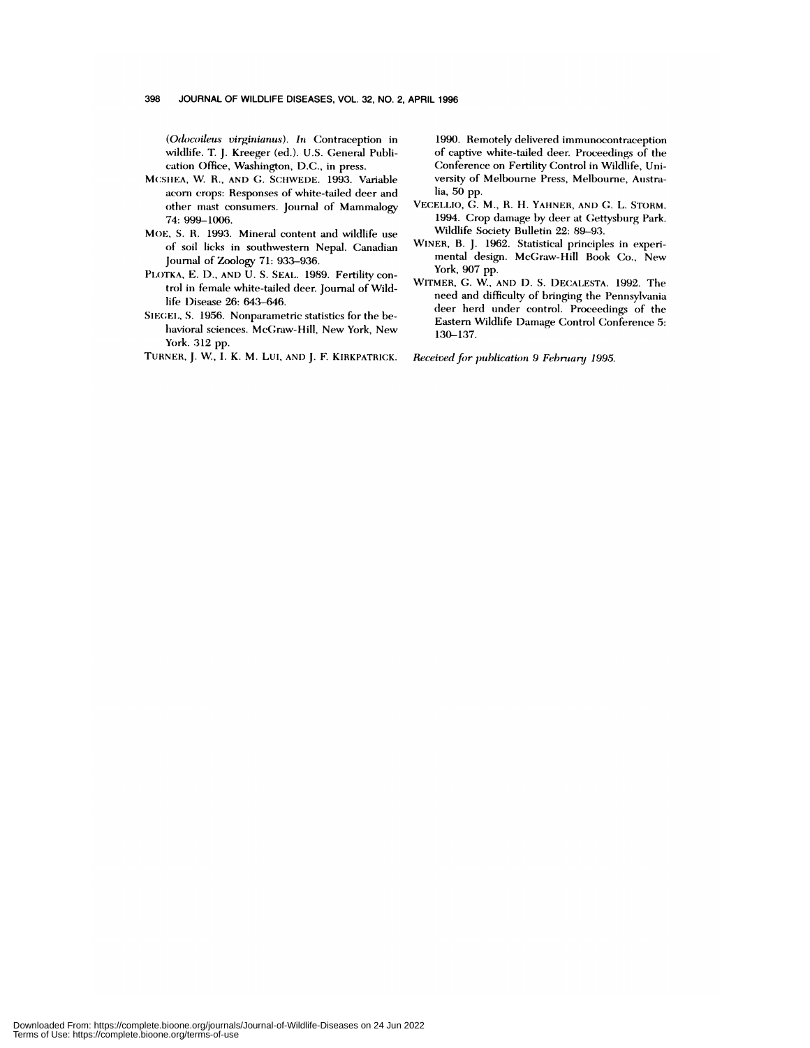(*Odocoileus virginianus*). *In* Contraception in wildlife. T. J. Kreeger (ed.). U.S. General Publication Office, Washington, D.C., in press.

MCSHEA, W. R., AND G. SCHWEDE. 1993. Variable acorn crops: Responses of white-tailed deer and other mast consumers. Journal of Mammalogy 74: 999–1006.

MOE, S. R. 1993. Mineral content and wildlife use of soil licks in southwestern Nepal. Canadian Journal of Zoology 71: 933–936.

PLOTKA, E. D., AND U. S. SEAL. 1989. Fertility control in female white-tailed deer. Journal of Wildlife Disease 26: 643–646.

SIEGEL, S. 1956. Nonparametric statistics for the behavioral sciences. McGraw-Hill, New York, New York. 312 pp.

TURNER, J. W., I. K. M. LUI, AND J. F. KIRKPATRICK. 1990. Remotely delivered immunocontraception of captive white-tailed deer. Proceedings of the Conference on Fertility Control in Wildlife, University of Melbourne Press, Melbourne, Australia, 50 pp.

VECELLIO, G. M., R. H. YAHNER, AND G. L. STORM. 1994. Crop damage by deer at Gettysburg Park. Wildlife Society Bulletin 22: 89–93.

WINER, B. J. 1962. Statistical principles in experimental design. McGraw-Hill Book Co., New York, 907 pp.

WITMER, G. W., AND D. S. DECALESTA. 1992. The need and difficulty of bringing the Pennsylvania deer herd under control. Proceedings of the Eastern Wildlife Damage Control Conference 5: 130–137.

*Received for publication 9 February 1995.*